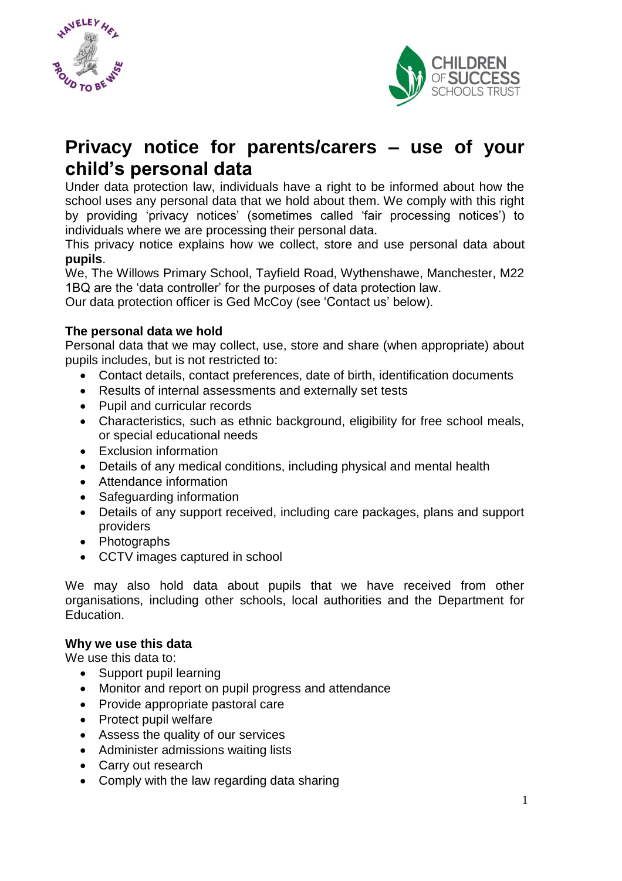# Privacy notice for parents/carers – use of your child's personal data

Under data protection law, individuals have a right to be informed about how the school uses any personal data that we hold about them. We comply with this right by providing 'privacy notices' (sometimes called 'fair processing notices') to individuals where we are processing their personal data.

This privacy notice explains how we collect, store and use personal data about **pupils**.

We, The Willows Primary School, Tayfield Road, Wythenshawe, Manchester, M22 1BQ are the 'data controller' for the purposes of data protection law.

Our data protection officer is Ged McCoy (see 'Contact us' below).

### The personal data we hold

Personal data that we may collect, use, store and share (when appropriate) about pupils includes, but is not restricted to:

- Contact details, contact preferences, date of birth, identification documents
- Results of internal assessments and externally set tests
- Pupil and curricular records
- Characteristics, such as ethnic background, eligibility for free school meals, or special educational needs
- Exclusion information
- Details of any medical conditions, including physical and mental health
- Attendance information
- Safeguarding information
- Details of any support received, including care packages, plans and support providers
- Photographs
- CCTV images captured in school

We may also hold data about pupils that we have received from other organisations, including other schools, local authorities and the Department for Education.

### Why we use this data

We use this data to:

- Support pupil learning
- Monitor and report on pupil progress and attendance
- Provide appropriate pastoral care
- Protect pupil welfare
- Assess the quality of our services
- Administer admissions waiting lists
- Carry out research
- Comply with the law regarding data sharing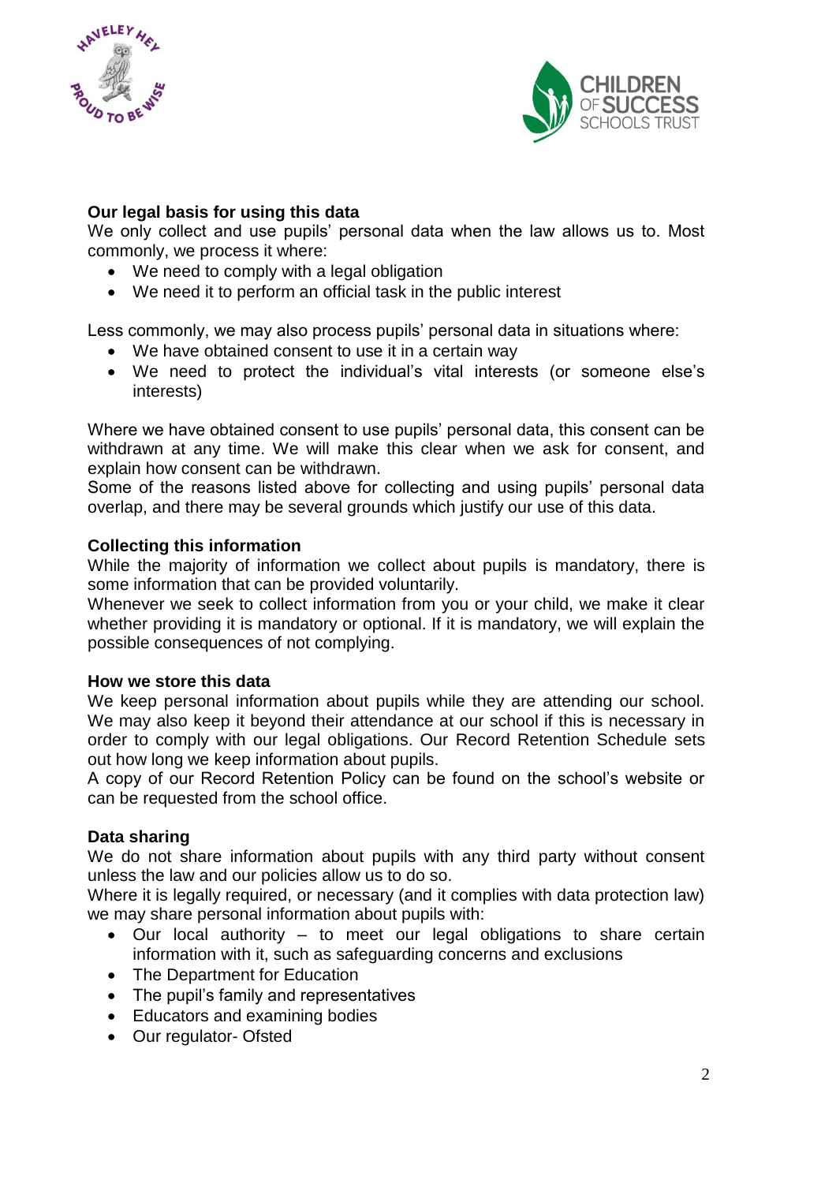**Our legal basis for using this data**

We only collect and use pupils' personal data when the law allows us to. Most commonly, we process it where:

- We need to comply with a legal obligation
- We need it to perform an official task in the public interest

Less commonly, we may also process pupils' personal data in situations where:

- We have obtained consent to use it in a certain way
- We need to protect the individual's vital interests (or someone else's interests)

Where we have obtained consent to use pupils' personal data, this consent can be withdrawn at any time. We will make this clear when we ask for consent, and explain how consent can be withdrawn.
Some of the reasons listed above for collecting and using pupils' personal data overlap, and there may be several grounds which justify our use of this data.

**Collecting this information**

While the majority of information we collect about pupils is mandatory, there is some information that can be provided voluntarily.
Whenever we seek to collect information from you or your child, we make it clear whether providing it is mandatory or optional. If it is mandatory, we will explain the possible consequences of not complying.

**How we store this data**

We keep personal information about pupils while they are attending our school. We may also keep it beyond their attendance at our school if this is necessary in order to comply with our legal obligations. Our Record Retention Schedule sets out how long we keep information about pupils.
A copy of our Record Retention Policy can be found on the school's website or can be requested from the school office.

**Data sharing**

We do not share information about pupils with any third party without consent unless the law and our policies allow us to do so.
Where it is legally required, or necessary (and it complies with data protection law) we may share personal information about pupils with:

- Our local authority – to meet our legal obligations to share certain information with it, such as safeguarding concerns and exclusions
- The Department for Education
- The pupil's family and representatives
- Educators and examining bodies
- Our regulator- Ofsted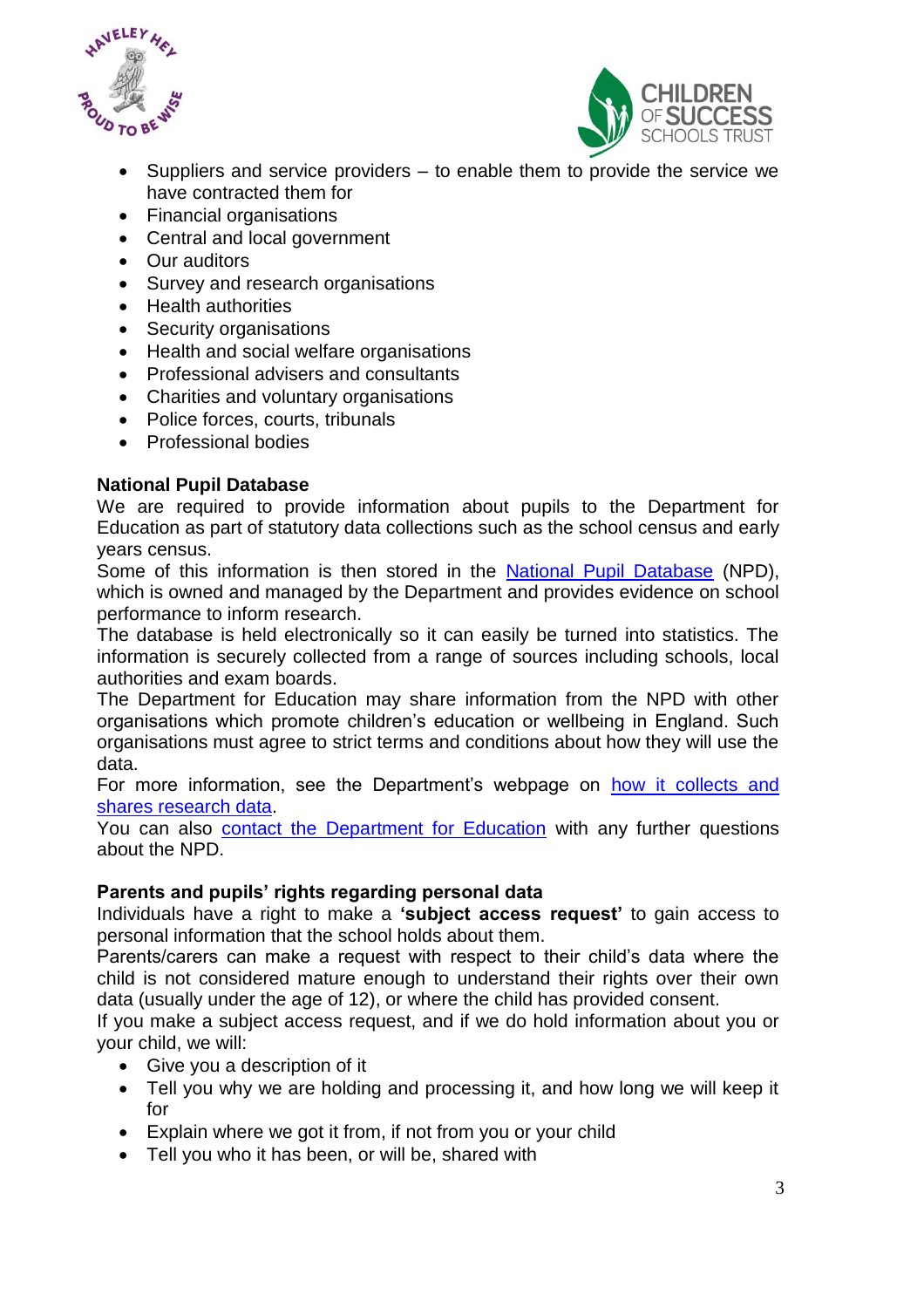- Suppliers and service providers – to enable them to provide the service we have contracted them for
- Financial organisations
- Central and local government
- Our auditors
- Survey and research organisations
- Health authorities
- Security organisations
- Health and social welfare organisations
- Professional advisers and consultants
- Charities and voluntary organisations
- Police forces, courts, tribunals
- Professional bodies

**National Pupil Database**

We are required to provide information about pupils to the Department for Education as part of statutory data collections such as the school census and early years census.

Some of this information is then stored in the National Pupil Database (NPD), which is owned and managed by the Department and provides evidence on school performance to inform research.

The database is held electronically so it can easily be turned into statistics. The information is securely collected from a range of sources including schools, local authorities and exam boards.

The Department for Education may share information from the NPD with other organisations which promote children's education or wellbeing in England. Such organisations must agree to strict terms and conditions about how they will use the data.

For more information, see the Department's webpage on how it collects and shares research data.

You can also contact the Department for Education with any further questions about the NPD.

**Parents and pupils' rights regarding personal data**

Individuals have a right to make a **'subject access request'** to gain access to personal information that the school holds about them.

Parents/carers can make a request with respect to their child's data where the child is not considered mature enough to understand their rights over their own data (usually under the age of 12), or where the child has provided consent.

If you make a subject access request, and if we do hold information about you or your child, we will:

- Give you a description of it
- Tell you why we are holding and processing it, and how long we will keep it for
- Explain where we got it from, if not from you or your child
- Tell you who it has been, or will be, shared with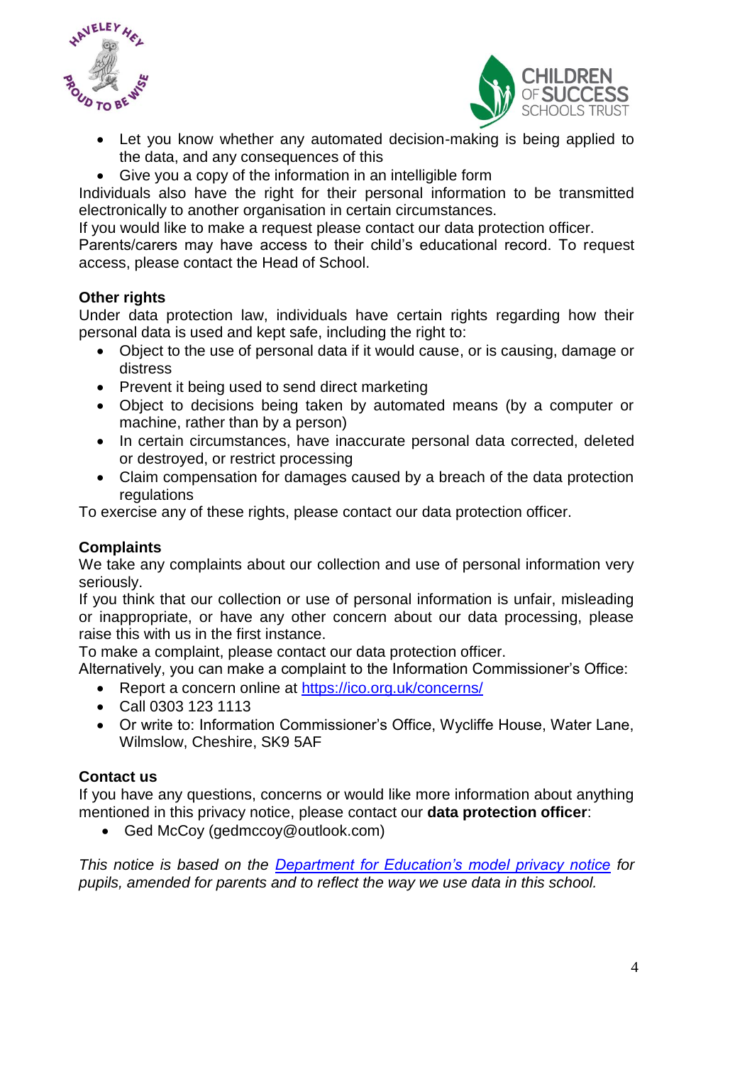- Let you know whether any automated decision-making is being applied to the data, and any consequences of this
- Give you a copy of the information in an intelligible form

Individuals also have the right for their personal information to be transmitted electronically to another organisation in certain circumstances.

If you would like to make a request please contact our data protection officer.

Parents/carers may have access to their child's educational record. To request access, please contact the Head of School.

**Other rights**

Under data protection law, individuals have certain rights regarding how their personal data is used and kept safe, including the right to:

- Object to the use of personal data if it would cause, or is causing, damage or distress
- Prevent it being used to send direct marketing
- Object to decisions being taken by automated means (by a computer or machine, rather than by a person)
- In certain circumstances, have inaccurate personal data corrected, deleted or destroyed, or restrict processing
- Claim compensation for damages caused by a breach of the data protection regulations

To exercise any of these rights, please contact our data protection officer.

**Complaints**

We take any complaints about our collection and use of personal information very seriously.

If you think that our collection or use of personal information is unfair, misleading or inappropriate, or have any other concern about our data processing, please raise this with us in the first instance.

To make a complaint, please contact our data protection officer.

Alternatively, you can make a complaint to the Information Commissioner's Office:

- Report a concern online at [https://ico.org.uk/concerns/](https://ico.org.uk/concerns/)
- Call 0303 123 1113
- Or write to: Information Commissioner's Office, Wycliffe House, Water Lane, Wilmslow, Cheshire, SK9 5AF

**Contact us**

If you have any questions, concerns or would like more information about anything mentioned in this privacy notice, please contact our **data protection officer**:

- Ged McCoy (gedmccoy@outlook.com)

*This notice is based on the [Department for Education's model privacy notice](#) for pupils, amended for parents and to reflect the way we use data in this school.*